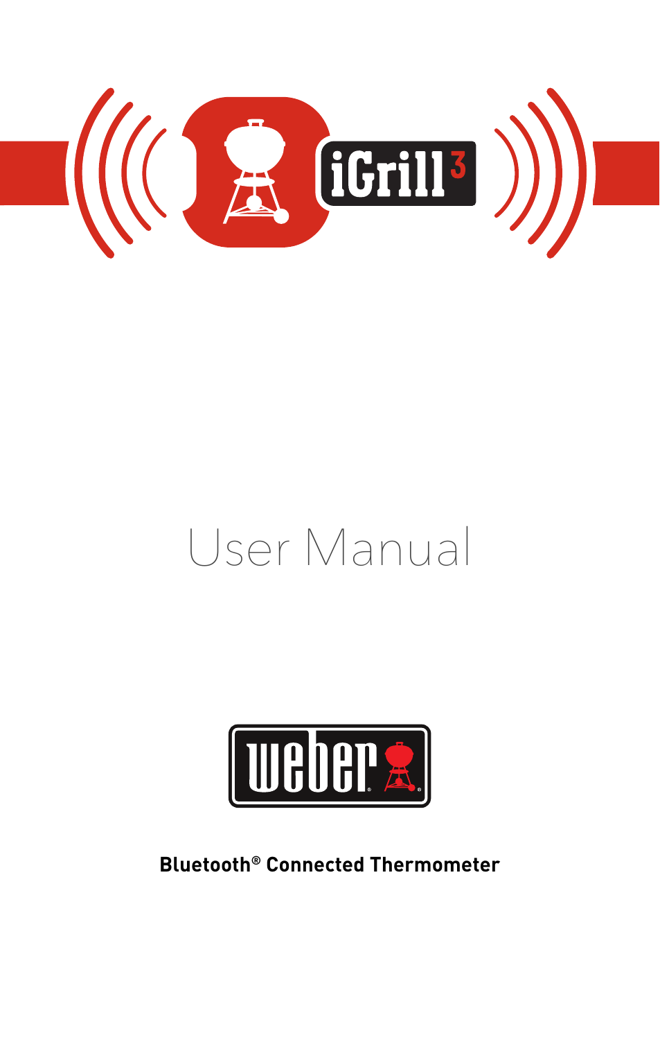# iGrill3

# User Manual

weber

**Bluetooth® Connected Thermometer**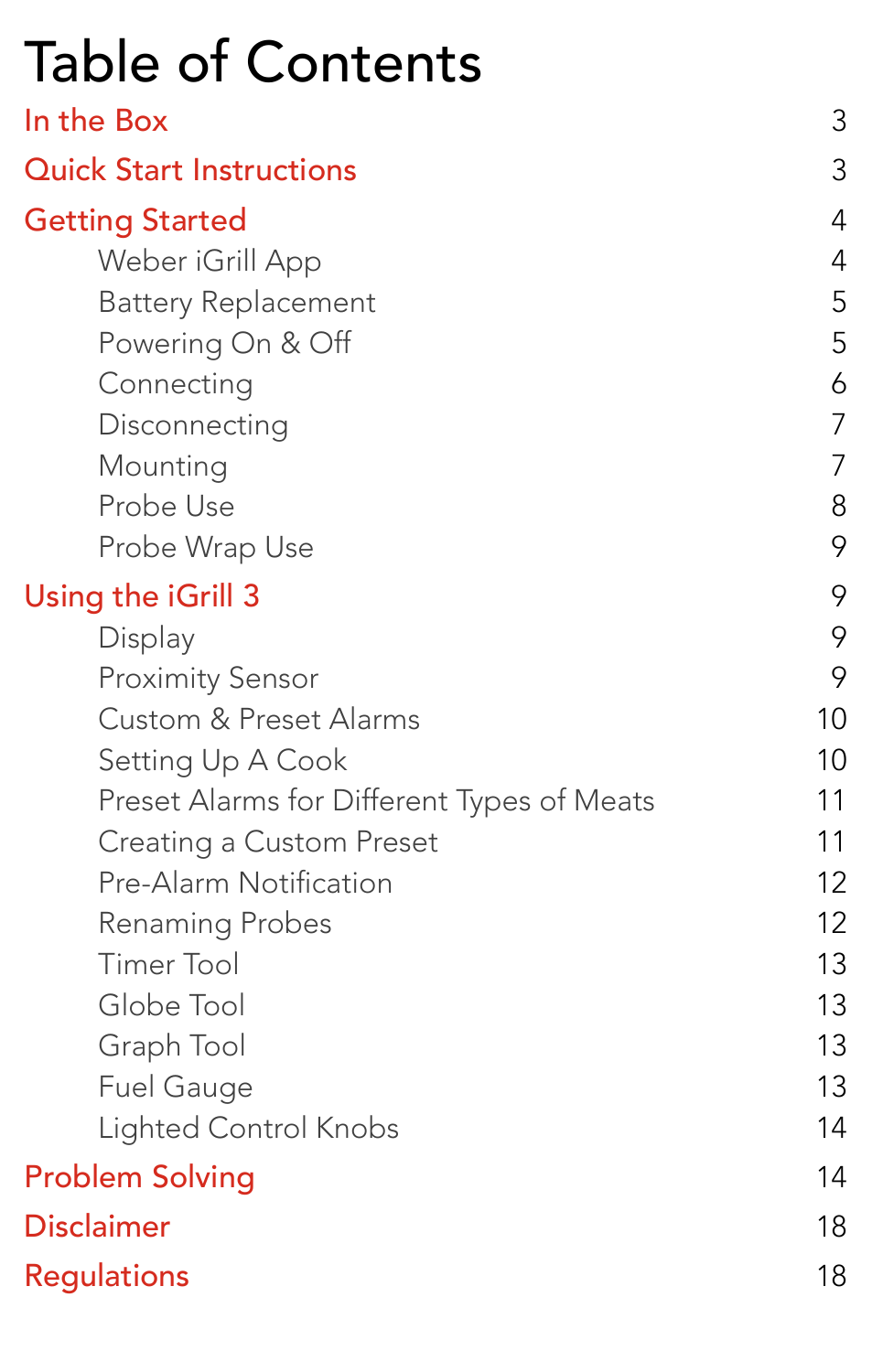# Table of Contents

| | |
|---|---|
| **In the Box** | 3 |
| **Quick Start Instructions** | 3 |
| **Getting Started** | 4 |
| Weber iGrill App | 4 |
| Battery Replacement | 5 |
| Powering On & Off | 5 |
| Connecting | 6 |
| Disconnecting | 7 |
| Mounting | 7 |
| Probe Use | 8 |
| Probe Wrap Use | 9 |
| **Using the iGrill 3** | 9 |
| Display | 9 |
| Proximity Sensor | 9 |
| Custom & Preset Alarms | 10 |
| Setting Up A Cook | 10 |
| Preset Alarms for Different Types of Meats | 11 |
| Creating a Custom Preset | 11 |
| Pre-Alarm Notification | 12 |
| Renaming Probes | 12 |
| Timer Tool | 13 |
| Globe Tool | 13 |
| Graph Tool | 13 |
| Fuel Gauge | 13 |
| Lighted Control Knobs | 14 |
| **Problem Solving** | 14 |
| **Disclaimer** | 18 |
| **Regulations** | 18 |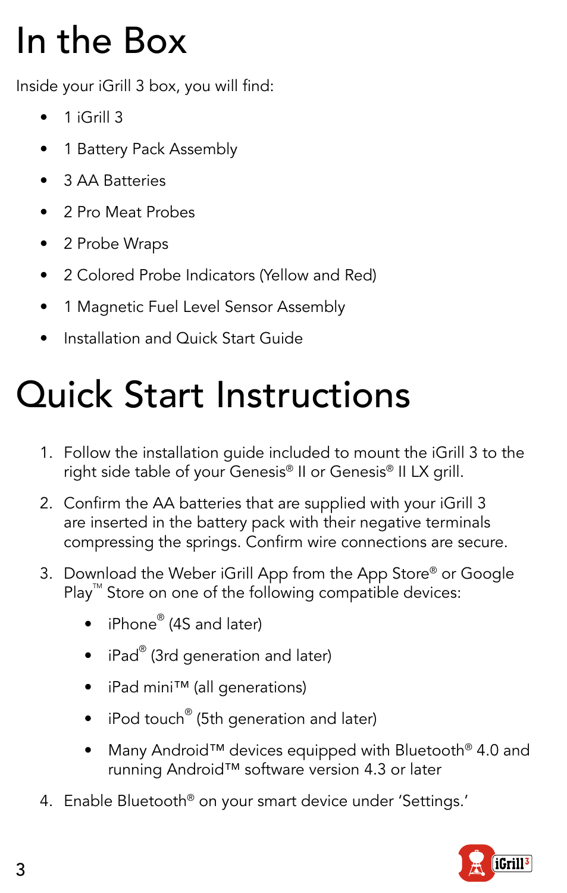# In the Box

Inside your iGrill 3 box, you will find:

- 1 iGrill 3
- 1 Battery Pack Assembly
- 3 AA Batteries
- 2 Pro Meat Probes
- 2 Probe Wraps
- 2 Colored Probe Indicators (Yellow and Red)
- 1 Magnetic Fuel Level Sensor Assembly
- Installation and Quick Start Guide

# Quick Start Instructions

1. Follow the installation guide included to mount the iGrill 3 to the right side table of your Genesis® II or Genesis® II LX grill.
2. Confirm the AA batteries that are supplied with your iGrill 3 are inserted in the battery pack with their negative terminals compressing the springs. Confirm wire connections are secure.
3. Download the Weber iGrill App from the App Store® or Google Play™ Store on one of the following compatible devices:
   - iPhone® (4S and later)
   - iPad® (3rd generation and later)
   - iPad mini™ (all generations)
   - iPod touch® (5th generation and later)
   - Many Android™ devices equipped with Bluetooth® 4.0 and running Android™ software version 4.3 or later
4. Enable Bluetooth® on your smart device under 'Settings.'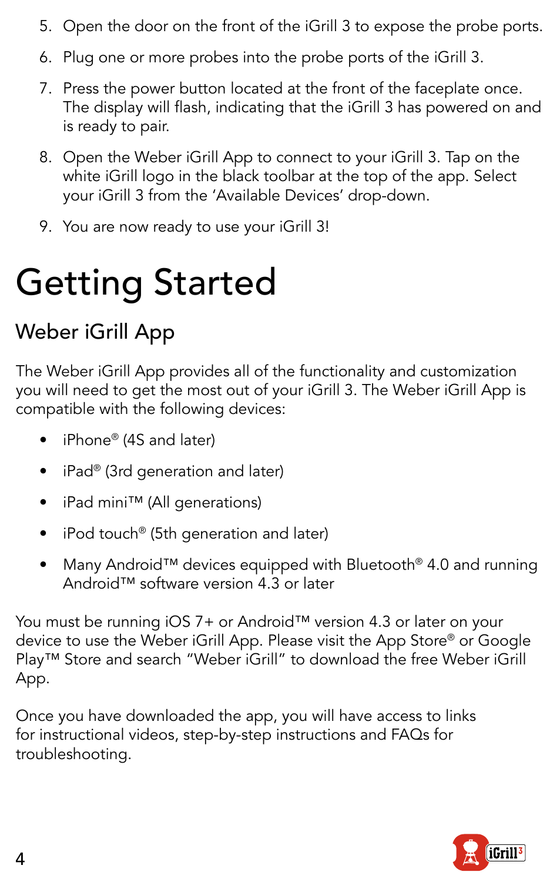5. Open the door on the front of the iGrill 3 to expose the probe ports.
6. Plug one or more probes into the probe ports of the iGrill 3.
7. Press the power button located at the front of the faceplate once. The display will flash, indicating that the iGrill 3 has powered on and is ready to pair.
8. Open the Weber iGrill App to connect to your iGrill 3. Tap on the white iGrill logo in the black toolbar at the top of the app. Select your iGrill 3 from the 'Available Devices' drop-down.
9. You are now ready to use your iGrill 3!

# Getting Started

## Weber iGrill App

The Weber iGrill App provides all of the functionality and customization you will need to get the most out of your iGrill 3. The Weber iGrill App is compatible with the following devices:

- iPhone® (4S and later)
- iPad® (3rd generation and later)
- iPad mini™ (All generations)
- iPod touch® (5th generation and later)
- Many Android™ devices equipped with Bluetooth® 4.0 and running Android™ software version 4.3 or later

You must be running iOS 7+ or Android™ version 4.3 or later on your device to use the Weber iGrill App. Please visit the App Store® or Google Play™ Store and search "Weber iGrill" to download the free Weber iGrill App.

Once you have downloaded the app, you will have access to links for instructional videos, step-by-step instructions and FAQs for troubleshooting.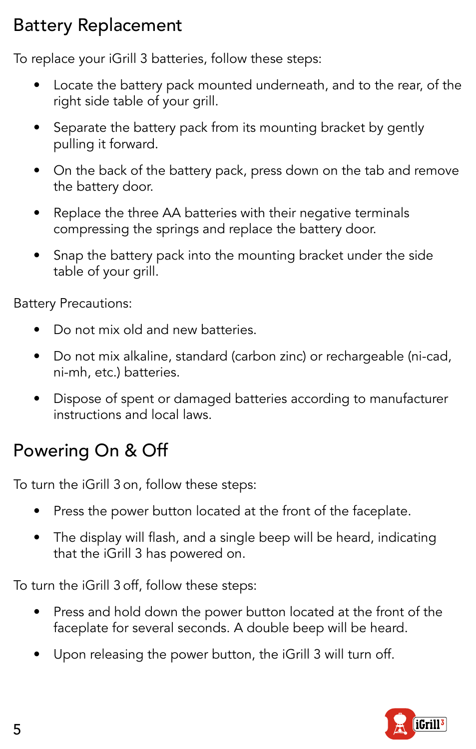## Battery Replacement

To replace your iGrill 3 batteries, follow these steps:

- Locate the battery pack mounted underneath, and to the rear, of the right side table of your grill.
- Separate the battery pack from its mounting bracket by gently pulling it forward.
- On the back of the battery pack, press down on the tab and remove the battery door.
- Replace the three AA batteries with their negative terminals compressing the springs and replace the battery door.
- Snap the battery pack into the mounting bracket under the side table of your grill.

Battery Precautions:

- Do not mix old and new batteries.
- Do not mix alkaline, standard (carbon zinc) or rechargeable (ni-cad, ni-mh, etc.) batteries.
- Dispose of spent or damaged batteries according to manufacturer instructions and local laws.

## Powering On & Off

To turn the iGrill 3 on, follow these steps:

- Press the power button located at the front of the faceplate.
- The display will flash, and a single beep will be heard, indicating that the iGrill 3 has powered on.

To turn the iGrill 3 off, follow these steps:

- Press and hold down the power button located at the front of the faceplate for several seconds. A double beep will be heard.
- Upon releasing the power button, the iGrill 3 will turn off.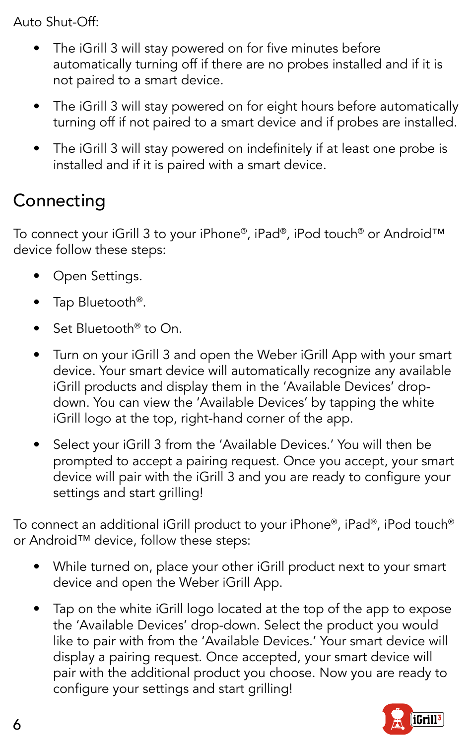Auto Shut-Off:

- The iGrill 3 will stay powered on for five minutes before automatically turning off if there are no probes installed and if it is not paired to a smart device.
- The iGrill 3 will stay powered on for eight hours before automatically turning off if not paired to a smart device and if probes are installed.
- The iGrill 3 will stay powered on indefinitely if at least one probe is installed and if it is paired with a smart device.

## Connecting

To connect your iGrill 3 to your iPhone®, iPad®, iPod touch® or Android™ device follow these steps:

- Open Settings.
- Tap Bluetooth®.
- Set Bluetooth® to On.
- Turn on your iGrill 3 and open the Weber iGrill App with your smart device. Your smart device will automatically recognize any available iGrill products and display them in the 'Available Devices' drop-down. You can view the 'Available Devices' by tapping the white iGrill logo at the top, right-hand corner of the app.
- Select your iGrill 3 from the 'Available Devices.' You will then be prompted to accept a pairing request. Once you accept, your smart device will pair with the iGrill 3 and you are ready to configure your settings and start grilling!

To connect an additional iGrill product to your iPhone®, iPad®, iPod touch® or Android™ device, follow these steps:

- While turned on, place your other iGrill product next to your smart device and open the Weber iGrill App.
- Tap on the white iGrill logo located at the top of the app to expose the 'Available Devices' drop-down. Select the product you would like to pair with from the 'Available Devices.' Your smart device will display a pairing request. Once accepted, your smart device will pair with the additional product you choose. Now you are ready to configure your settings and start grilling!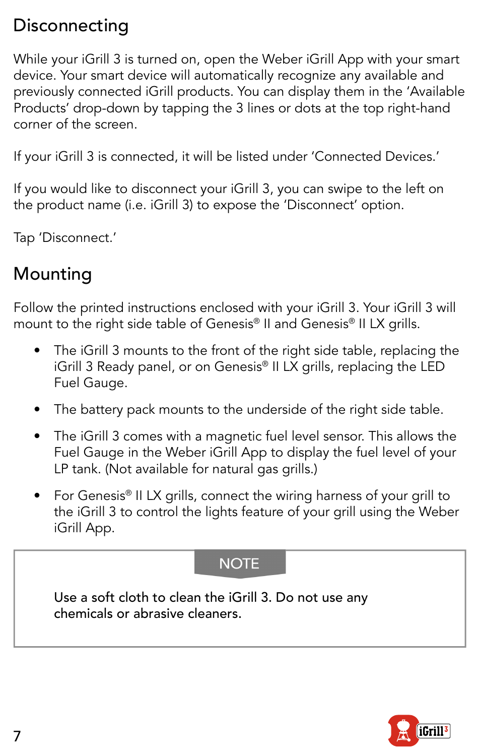## Disconnecting

While your iGrill 3 is turned on, open the Weber iGrill App with your smart device. Your smart device will automatically recognize any available and previously connected iGrill products. You can display them in the 'Available Products' drop-down by tapping the 3 lines or dots at the top right-hand corner of the screen.

If your iGrill 3 is connected, it will be listed under 'Connected Devices.'

If you would like to disconnect your iGrill 3, you can swipe to the left on the product name (i.e. iGrill 3) to expose the 'Disconnect' option.

Tap 'Disconnect.'

## Mounting

Follow the printed instructions enclosed with your iGrill 3. Your iGrill 3 will mount to the right side table of Genesis® II and Genesis® II LX grills.

- The iGrill 3 mounts to the front of the right side table, replacing the iGrill 3 Ready panel, or on Genesis® II LX grills, replacing the LED Fuel Gauge.
- The battery pack mounts to the underside of the right side table.
- The iGrill 3 comes with a magnetic fuel level sensor. This allows the Fuel Gauge in the Weber iGrill App to display the fuel level of your LP tank. (Not available for natural gas grills.)
- For Genesis® II LX grills, connect the wiring harness of your grill to the iGrill 3 to control the lights feature of your grill using the Weber iGrill App.

**NOTE**

Use a soft cloth to clean the iGrill 3. Do not use any chemicals or abrasive cleaners.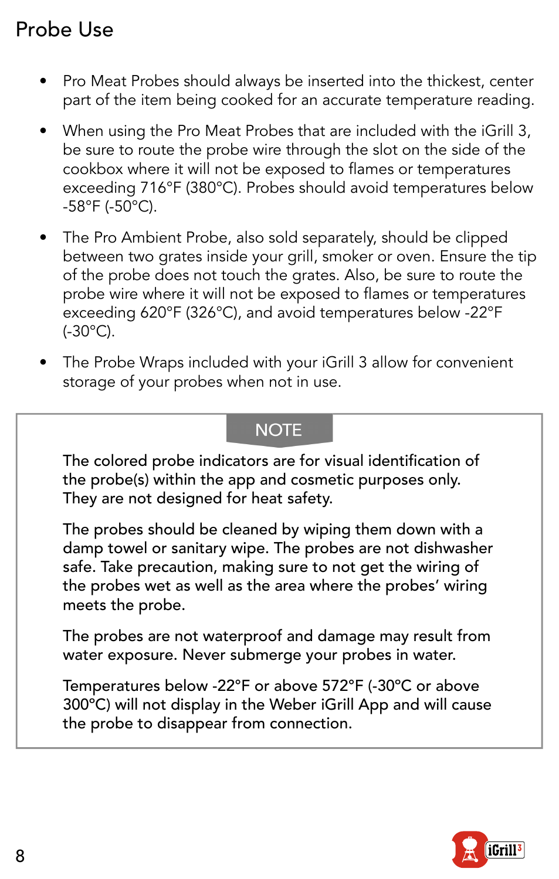# Probe Use

- Pro Meat Probes should always be inserted into the thickest, center part of the item being cooked for an accurate temperature reading.
- When using the Pro Meat Probes that are included with the iGrill 3, be sure to route the probe wire through the slot on the side of the cookbox where it will not be exposed to flames or temperatures exceeding 716°F (380°C). Probes should avoid temperatures below -58°F (-50°C).
- The Pro Ambient Probe, also sold separately, should be clipped between two grates inside your grill, smoker or oven. Ensure the tip of the probe does not touch the grates. Also, be sure to route the probe wire where it will not be exposed to flames or temperatures exceeding 620°F (326°C), and avoid temperatures below -22°F (-30°C).
- The Probe Wraps included with your iGrill 3 allow for convenient storage of your probes when not in use.

**NOTE**

The colored probe indicators are for visual identification of the probe(s) within the app and cosmetic purposes only. They are not designed for heat safety.

The probes should be cleaned by wiping them down with a damp towel or sanitary wipe. The probes are not dishwasher safe. Take precaution, making sure to not get the wiring of the probes wet as well as the area where the probes' wiring meets the probe.

The probes are not waterproof and damage may result from water exposure. Never submerge your probes in water.

Temperatures below -22°F or above 572°F (-30°C or above 300°C) will not display in the Weber iGrill App and will cause the probe to disappear from connection.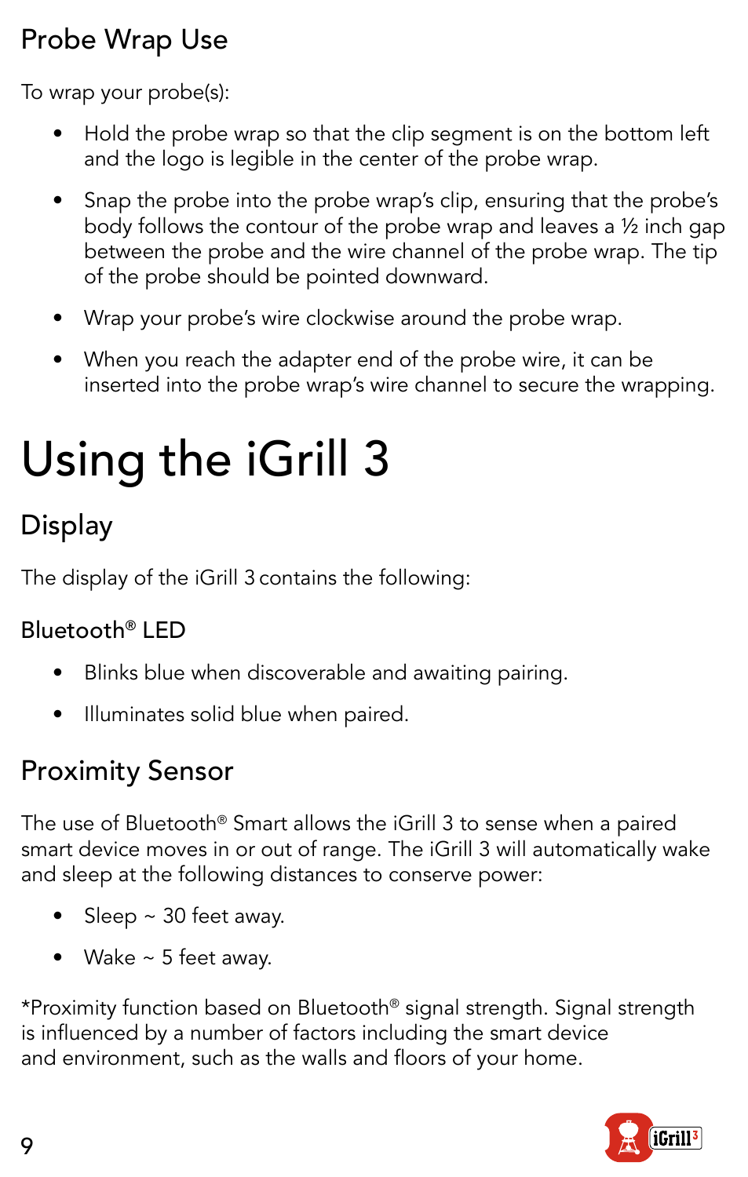## Probe Wrap Use

To wrap your probe(s):

- Hold the probe wrap so that the clip segment is on the bottom left and the logo is legible in the center of the probe wrap.
- Snap the probe into the probe wrap's clip, ensuring that the probe's body follows the contour of the probe wrap and leaves a ½ inch gap between the probe and the wire channel of the probe wrap. The tip of the probe should be pointed downward.
- Wrap your probe's wire clockwise around the probe wrap.
- When you reach the adapter end of the probe wire, it can be inserted into the probe wrap's wire channel to secure the wrapping.

# Using the iGrill 3

## Display

The display of the iGrill 3 contains the following:

### Bluetooth® LED

- Blinks blue when discoverable and awaiting pairing.
- Illuminates solid blue when paired.

## Proximity Sensor

The use of Bluetooth® Smart allows the iGrill 3 to sense when a paired smart device moves in or out of range. The iGrill 3 will automatically wake and sleep at the following distances to conserve power:

- Sleep ~ 30 feet away.
- Wake ~ 5 feet away.

*Proximity function based on Bluetooth® signal strength. Signal strength is influenced by a number of factors including the smart device and environment, such as the walls and floors of your home.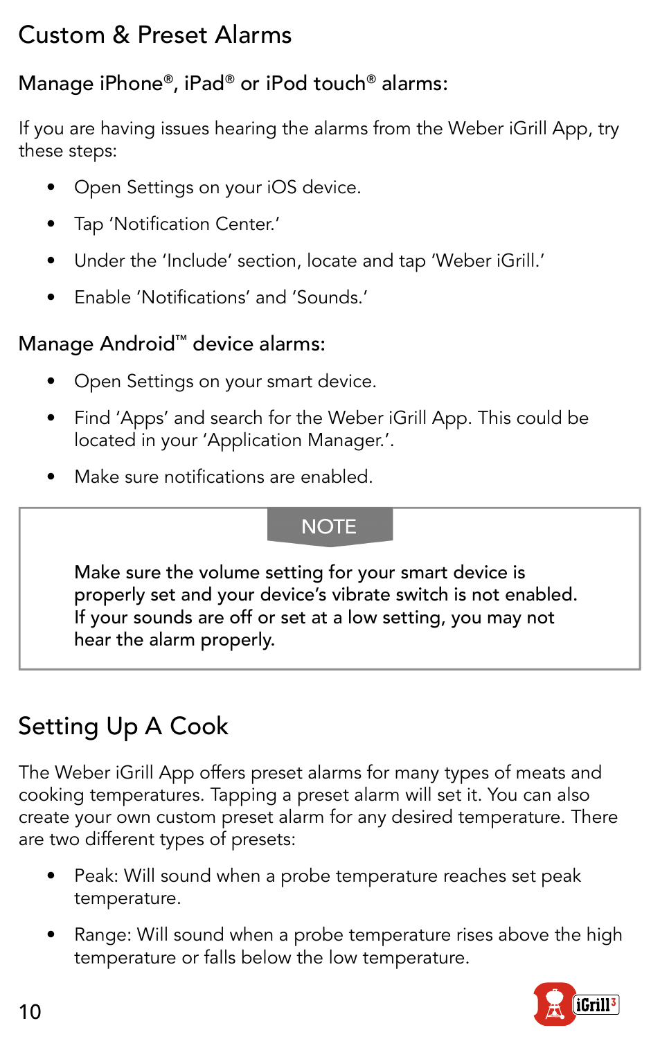# Custom & Preset Alarms

## Manage iPhone®, iPad® or iPod touch® alarms:

If you are having issues hearing the alarms from the Weber iGrill App, try these steps:

- Open Settings on your iOS device.
- Tap 'Notification Center.'
- Under the 'Include' section, locate and tap 'Weber iGrill.'
- Enable 'Notifications' and 'Sounds.'

## Manage Android™ device alarms:

- Open Settings on your smart device.
- Find 'Apps' and search for the Weber iGrill App. This could be located in your 'Application Manager.'.
- Make sure notifications are enabled.

> **NOTE**
>
> Make sure the volume setting for your smart device is properly set and your device's vibrate switch is not enabled. If your sounds are off or set at a low setting, you may not hear the alarm properly.

# Setting Up A Cook

The Weber iGrill App offers preset alarms for many types of meats and cooking temperatures. Tapping a preset alarm will set it. You can also create your own custom preset alarm for any desired temperature. There are two different types of presets:

- Peak: Will sound when a probe temperature reaches set peak temperature.
- Range: Will sound when a probe temperature rises above the high temperature or falls below the low temperature.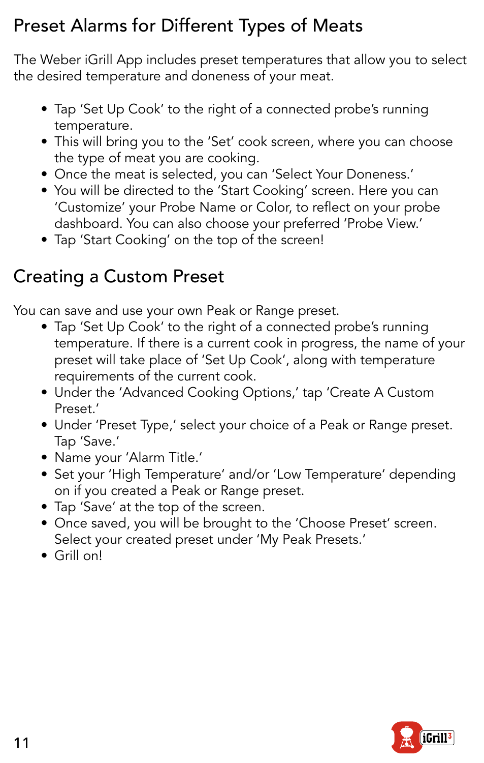## Preset Alarms for Different Types of Meats

The Weber iGrill App includes preset temperatures that allow you to select the desired temperature and doneness of your meat.

- Tap 'Set Up Cook' to the right of a connected probe's running temperature.
- This will bring you to the 'Set' cook screen, where you can choose the type of meat you are cooking.
- Once the meat is selected, you can 'Select Your Doneness.'
- You will be directed to the 'Start Cooking' screen. Here you can 'Customize' your Probe Name or Color, to reflect on your probe dashboard. You can also choose your preferred 'Probe View.'
- Tap 'Start Cooking' on the top of the screen!

## Creating a Custom Preset

You can save and use your own Peak or Range preset.

- Tap 'Set Up Cook' to the right of a connected probe's running temperature. If there is a current cook in progress, the name of your preset will take place of 'Set Up Cook', along with temperature requirements of the current cook.
- Under the 'Advanced Cooking Options,' tap 'Create A Custom Preset.'
- Under 'Preset Type,' select your choice of a Peak or Range preset. Tap 'Save.'
- Name your 'Alarm Title.'
- Set your 'High Temperature' and/or 'Low Temperature' depending on if you created a Peak or Range preset.
- Tap 'Save' at the top of the screen.
- Once saved, you will be brought to the 'Choose Preset' screen. Select your created preset under 'My Peak Presets.'
- Grill on!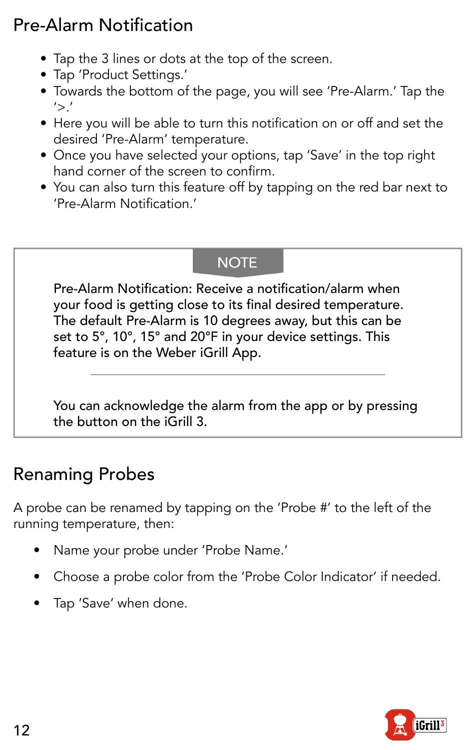## Pre-Alarm Notification

- Tap the 3 lines or dots at the top of the screen.
- Tap 'Product Settings.'
- Towards the bottom of the page, you will see 'Pre-Alarm.' Tap the '>.'
- Here you will be able to turn this notification on or off and set the desired 'Pre-Alarm' temperature.
- Once you have selected your options, tap 'Save' in the top right hand corner of the screen to confirm.
- You can also turn this feature off by tapping on the red bar next to 'Pre-Alarm Notification.'

> **NOTE**
>
> Pre-Alarm Notification: Receive a notification/alarm when your food is getting close to its final desired temperature. The default Pre-Alarm is 10 degrees away, but this can be set to 5°, 10°, 15° and 20°F in your device settings. This feature is on the Weber iGrill App.
>
> ---
>
> You can acknowledge the alarm from the app or by pressing the button on the iGrill 3.

## Renaming Probes

A probe can be renamed by tapping on the 'Probe #' to the left of the running temperature, then:

- Name your probe under 'Probe Name.'
- Choose a probe color from the 'Probe Color Indicator' if needed.
- Tap 'Save' when done.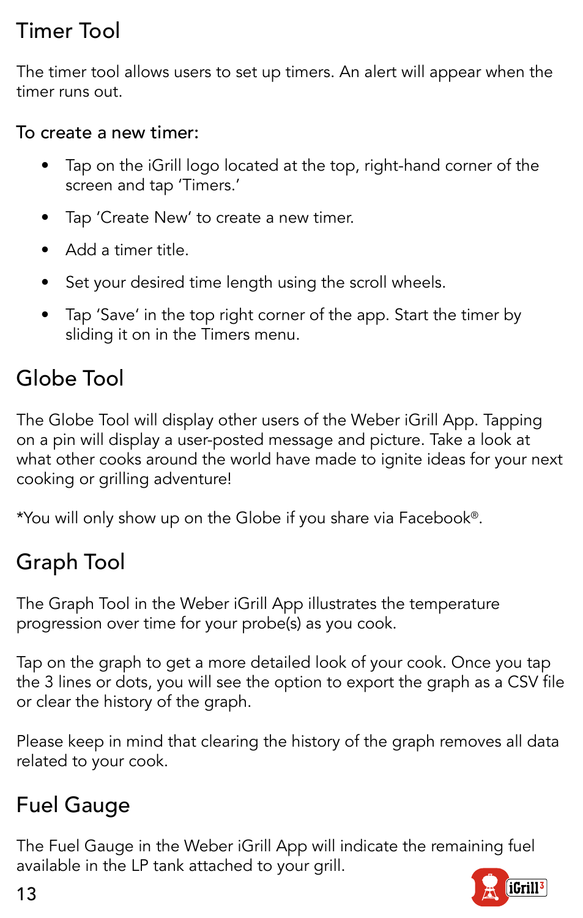## Timer Tool

The timer tool allows users to set up timers. An alert will appear when the timer runs out.

### To create a new timer:

- Tap on the iGrill logo located at the top, right-hand corner of the screen and tap 'Timers.'
- Tap 'Create New' to create a new timer.
- Add a timer title.
- Set your desired time length using the scroll wheels.
- Tap 'Save' in the top right corner of the app. Start the timer by sliding it on in the Timers menu.

## Globe Tool

The Globe Tool will display other users of the Weber iGrill App. Tapping on a pin will display a user-posted message and picture. Take a look at what other cooks around the world have made to ignite ideas for your next cooking or grilling adventure!

*You will only show up on the Globe if you share via Facebook®.

## Graph Tool

The Graph Tool in the Weber iGrill App illustrates the temperature progression over time for your probe(s) as you cook.

Tap on the graph to get a more detailed look of your cook. Once you tap the 3 lines or dots, you will see the option to export the graph as a CSV file or clear the history of the graph.

Please keep in mind that clearing the history of the graph removes all data related to your cook.

## Fuel Gauge

The Fuel Gauge in the Weber iGrill App will indicate the remaining fuel available in the LP tank attached to your grill.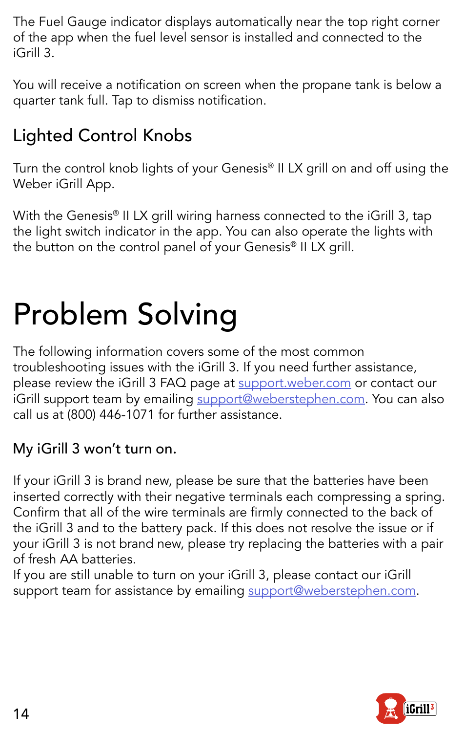The Fuel Gauge indicator displays automatically near the top right corner of the app when the fuel level sensor is installed and connected to the iGrill 3.

You will receive a notification on screen when the propane tank is below a quarter tank full. Tap to dismiss notification.

## Lighted Control Knobs

Turn the control knob lights of your Genesis® II LX grill on and off using the Weber iGrill App.

With the Genesis® II LX grill wiring harness connected to the iGrill 3, tap the light switch indicator in the app. You can also operate the lights with the button on the control panel of your Genesis® II LX grill.

# Problem Solving

The following information covers some of the most common troubleshooting issues with the iGrill 3. If you need further assistance, please review the iGrill 3 FAQ page at support.weber.com or contact our iGrill support team by emailing support@weberstephen.com. You can also call us at (800) 446-1071 for further assistance.

### My iGrill 3 won't turn on.

If your iGrill 3 is brand new, please be sure that the batteries have been inserted correctly with their negative terminals each compressing a spring. Confirm that all of the wire terminals are firmly connected to the back of the iGrill 3 and to the battery pack. If this does not resolve the issue or if your iGrill 3 is not brand new, please try replacing the batteries with a pair of fresh AA batteries.
If you are still unable to turn on your iGrill 3, please contact our iGrill support team for assistance by emailing support@weberstephen.com.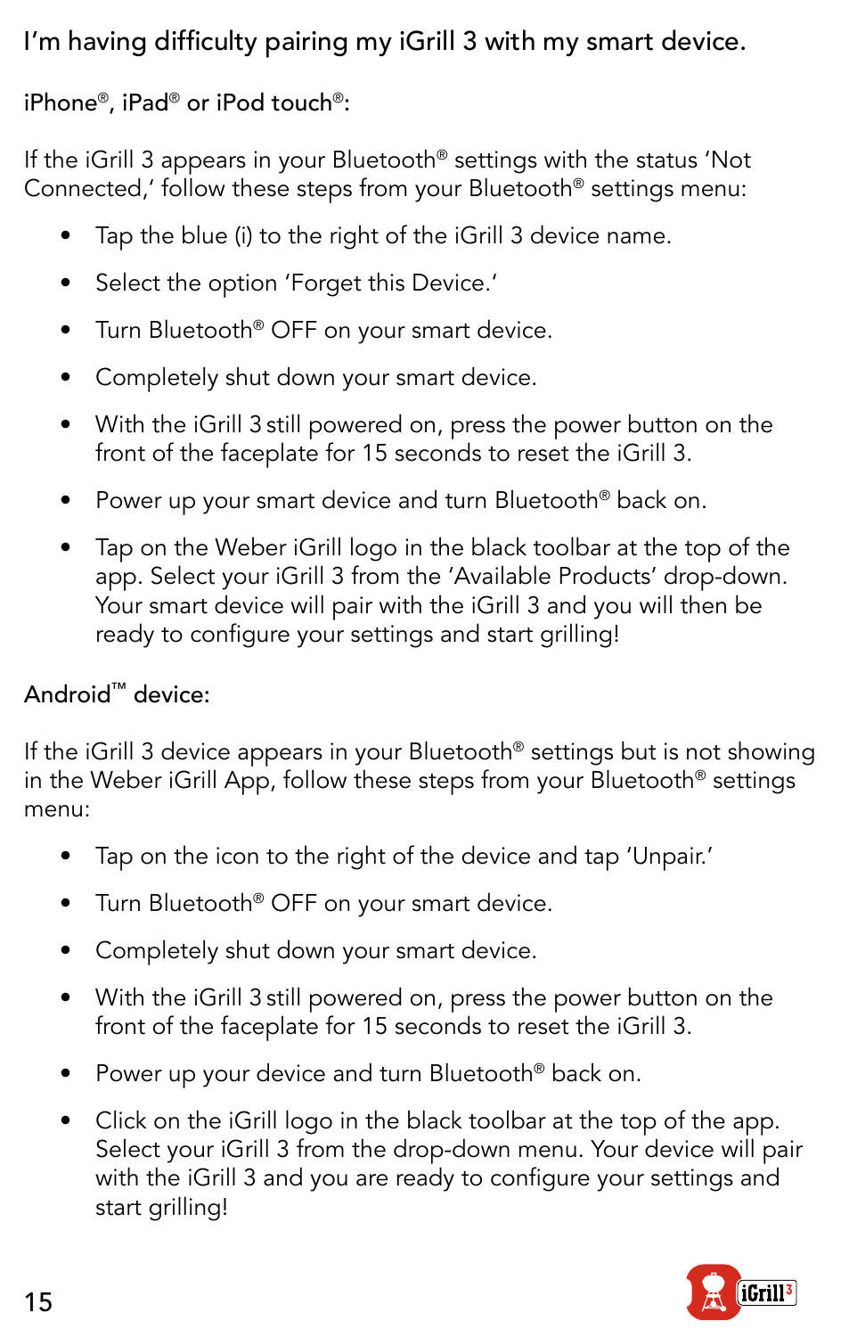## I'm having difficulty pairing my iGrill 3 with my smart device.

### iPhone®, iPad® or iPod touch®:

If the iGrill 3 appears in your Bluetooth® settings with the status 'Not Connected,' follow these steps from your Bluetooth® settings menu:

- Tap the blue (i) to the right of the iGrill 3 device name.
- Select the option 'Forget this Device.'
- Turn Bluetooth® OFF on your smart device.
- Completely shut down your smart device.
- With the iGrill 3 still powered on, press the power button on the front of the faceplate for 15 seconds to reset the iGrill 3.
- Power up your smart device and turn Bluetooth® back on.
- Tap on the Weber iGrill logo in the black toolbar at the top of the app. Select your iGrill 3 from the 'Available Products' drop-down. Your smart device will pair with the iGrill 3 and you will then be ready to configure your settings and start grilling!

### Android™ device:

If the iGrill 3 device appears in your Bluetooth® settings but is not showing in the Weber iGrill App, follow these steps from your Bluetooth® settings menu:

- Tap on the icon to the right of the device and tap 'Unpair.'
- Turn Bluetooth® OFF on your smart device.
- Completely shut down your smart device.
- With the iGrill 3 still powered on, press the power button on the front of the faceplate for 15 seconds to reset the iGrill 3.
- Power up your device and turn Bluetooth® back on.
- Click on the iGrill logo in the black toolbar at the top of the app. Select your iGrill 3 from the drop-down menu. Your device will pair with the iGrill 3 and you are ready to configure your settings and start grilling!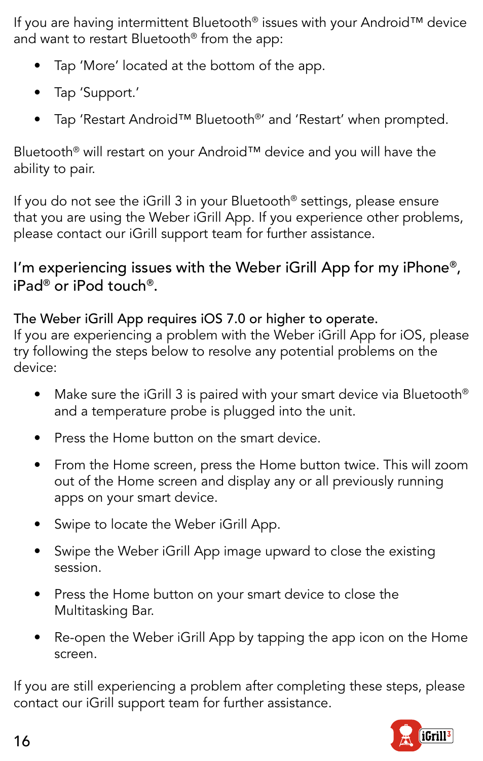If you are having intermittent Bluetooth® issues with your Android™ device and want to restart Bluetooth® from the app:

- Tap 'More' located at the bottom of the app.
- Tap 'Support.'
- Tap 'Restart Android™ Bluetooth®' and 'Restart' when prompted.

Bluetooth® will restart on your Android™ device and you will have the ability to pair.

If you do not see the iGrill 3 in your Bluetooth® settings, please ensure that you are using the Weber iGrill App. If you experience other problems, please contact our iGrill support team for further assistance.

## I'm experiencing issues with the Weber iGrill App for my iPhone®, iPad® or iPod touch®.

**The Weber iGrill App requires iOS 7.0 or higher to operate.**
If you are experiencing a problem with the Weber iGrill App for iOS, please try following the steps below to resolve any potential problems on the device:

- Make sure the iGrill 3 is paired with your smart device via Bluetooth® and a temperature probe is plugged into the unit.
- Press the Home button on the smart device.
- From the Home screen, press the Home button twice. This will zoom out of the Home screen and display any or all previously running apps on your smart device.
- Swipe to locate the Weber iGrill App.
- Swipe the Weber iGrill App image upward to close the existing session.
- Press the Home button on your smart device to close the Multitasking Bar.
- Re-open the Weber iGrill App by tapping the app icon on the Home screen.

If you are still experiencing a problem after completing these steps, please contact our iGrill support team for further assistance.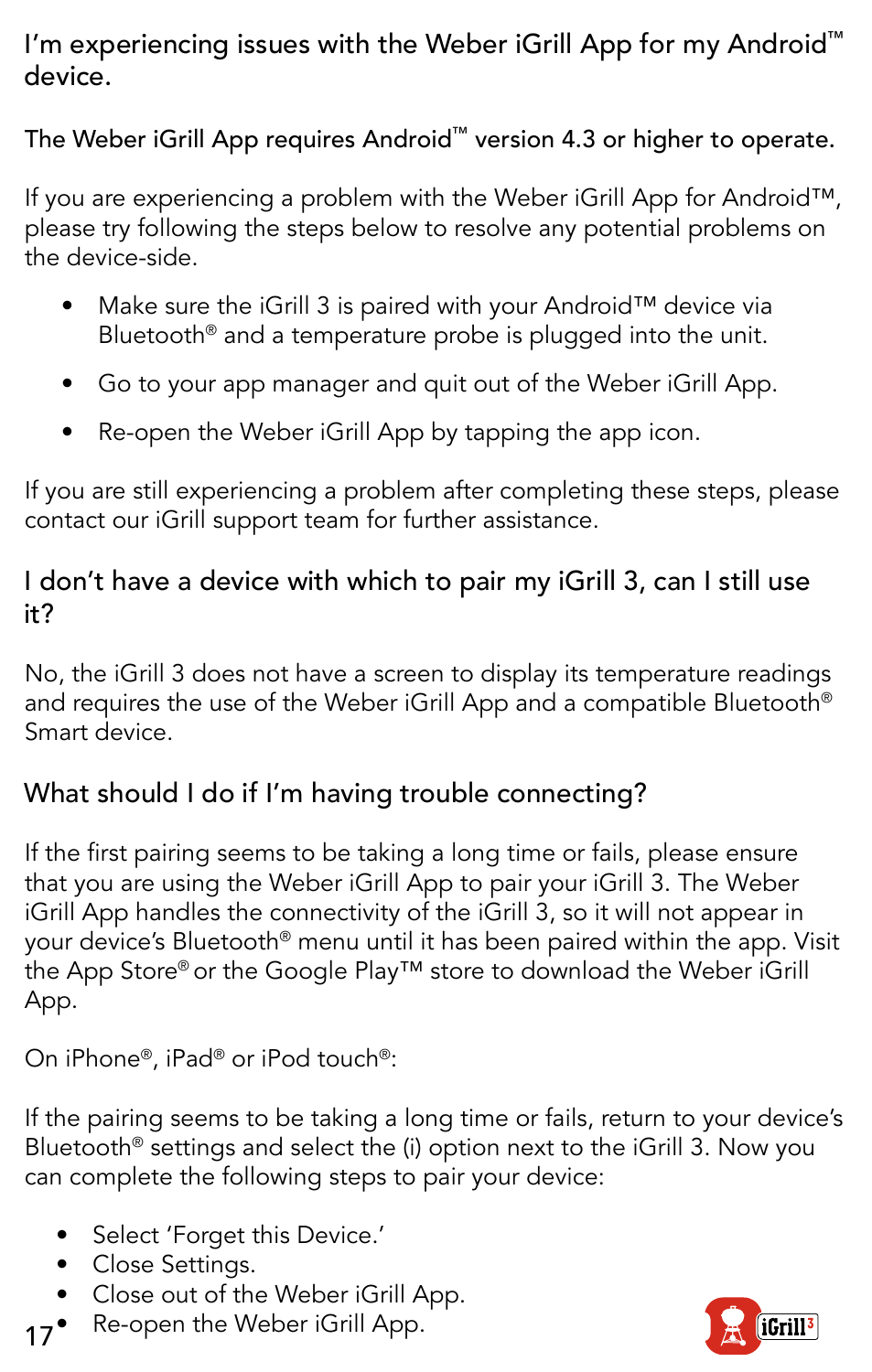## I'm experiencing issues with the Weber iGrill App for my Android™ device.

The Weber iGrill App requires Android™ version 4.3 or higher to operate.

If you are experiencing a problem with the Weber iGrill App for Android™, please try following the steps below to resolve any potential problems on the device-side.

- Make sure the iGrill 3 is paired with your Android™ device via Bluetooth® and a temperature probe is plugged into the unit.
- Go to your app manager and quit out of the Weber iGrill App.
- Re-open the Weber iGrill App by tapping the app icon.

If you are still experiencing a problem after completing these steps, please contact our iGrill support team for further assistance.

## I don't have a device with which to pair my iGrill 3, can I still use it?

No, the iGrill 3 does not have a screen to display its temperature readings and requires the use of the Weber iGrill App and a compatible Bluetooth® Smart device.

## What should I do if I'm having trouble connecting?

If the first pairing seems to be taking a long time or fails, please ensure that you are using the Weber iGrill App to pair your iGrill 3. The Weber iGrill App handles the connectivity of the iGrill 3, so it will not appear in your device's Bluetooth® menu until it has been paired within the app. Visit the App Store® or the Google Play™ store to download the Weber iGrill App.

On iPhone®, iPad® or iPod touch®:

If the pairing seems to be taking a long time or fails, return to your device's Bluetooth® settings and select the (i) option next to the iGrill 3. Now you can complete the following steps to pair your device:

- Select 'Forget this Device.'
- Close Settings.
- Close out of the Weber iGrill App.
- Re-open the Weber iGrill App.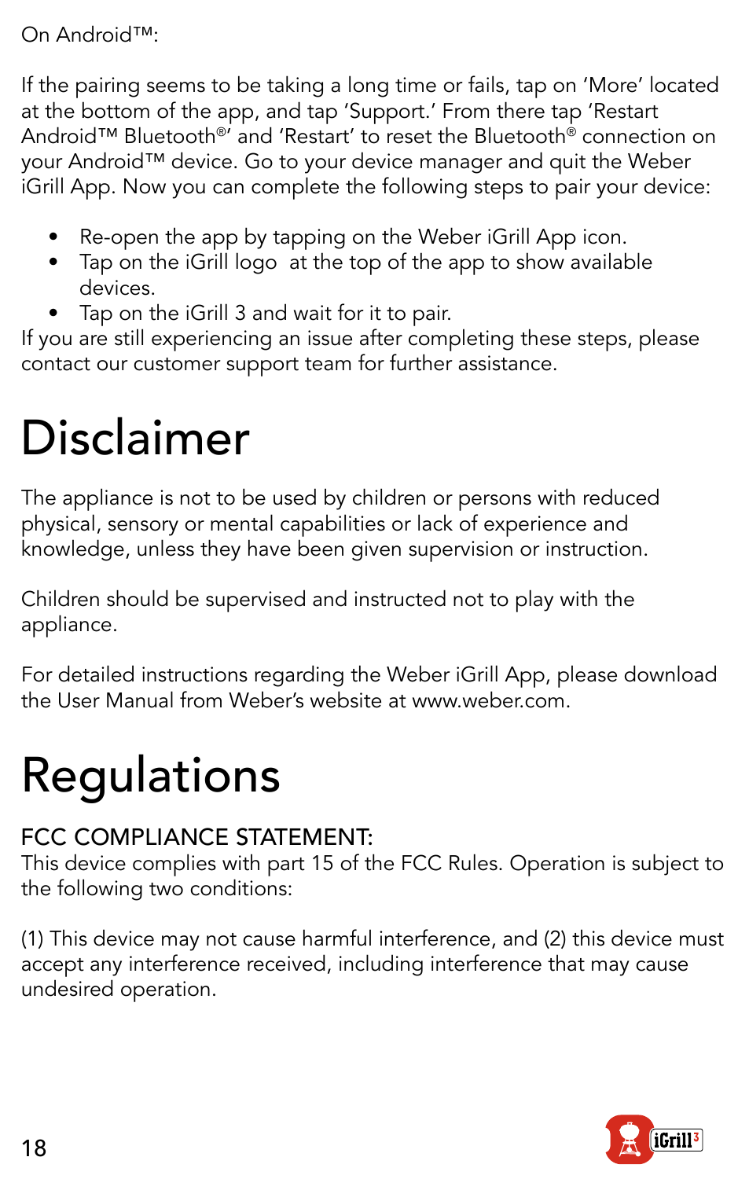On Android™:

If the pairing seems to be taking a long time or fails, tap on 'More' located at the bottom of the app, and tap 'Support.' From there tap 'Restart Android™ Bluetooth®' and 'Restart' to reset the Bluetooth® connection on your Android™ device. Go to your device manager and quit the Weber iGrill App. Now you can complete the following steps to pair your device:

- Re-open the app by tapping on the Weber iGrill App icon.
- Tap on the iGrill logo  at the top of the app to show available devices.
- Tap on the iGrill 3 and wait for it to pair.

If you are still experiencing an issue after completing these steps, please contact our customer support team for further assistance.

# Disclaimer

The appliance is not to be used by children or persons with reduced physical, sensory or mental capabilities or lack of experience and knowledge, unless they have been given supervision or instruction.

Children should be supervised and instructed not to play with the appliance.

For detailed instructions regarding the Weber iGrill App, please download the User Manual from Weber's website at www.weber.com.

# Regulations

## FCC COMPLIANCE STATEMENT:

This device complies with part 15 of the FCC Rules. Operation is subject to the following two conditions:

(1) This device may not cause harmful interference, and (2) this device must accept any interference received, including interference that may cause undesired operation.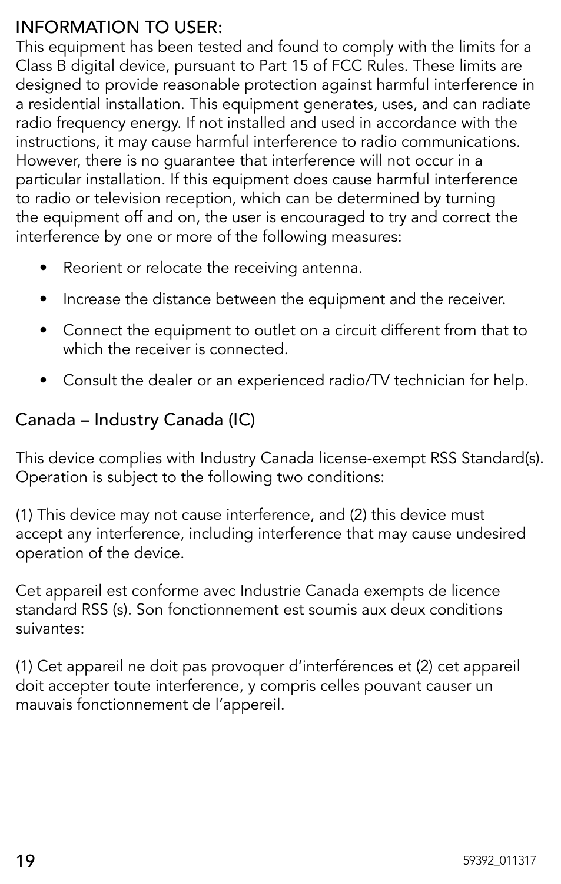INFORMATION TO USER:

This equipment has been tested and found to comply with the limits for a Class B digital device, pursuant to Part 15 of FCC Rules. These limits are designed to provide reasonable protection against harmful interference in a residential installation. This equipment generates, uses, and can radiate radio frequency energy. If not installed and used in accordance with the instructions, it may cause harmful interference to radio communications. However, there is no guarantee that interference will not occur in a particular installation. If this equipment does cause harmful interference to radio or television reception, which can be determined by turning the equipment off and on, the user is encouraged to try and correct the interference by one or more of the following measures:

- Reorient or relocate the receiving antenna.
- Increase the distance between the equipment and the receiver.
- Connect the equipment to outlet on a circuit different from that to which the receiver is connected.
- Consult the dealer or an experienced radio/TV technician for help.

## Canada – Industry Canada (IC)

This device complies with Industry Canada license-exempt RSS Standard(s). Operation is subject to the following two conditions:

(1) This device may not cause interference, and (2) this device must accept any interference, including interference that may cause undesired operation of the device.

Cet appareil est conforme avec Industrie Canada exempts de licence standard RSS (s). Son fonctionnement est soumis aux deux conditions suivantes:

(1) Cet appareil ne doit pas provoquer d'interférences et (2) cet appareil doit accepter toute interference, y compris celles pouvant causer un mauvais fonctionnement de l'appereil.

59392_011317